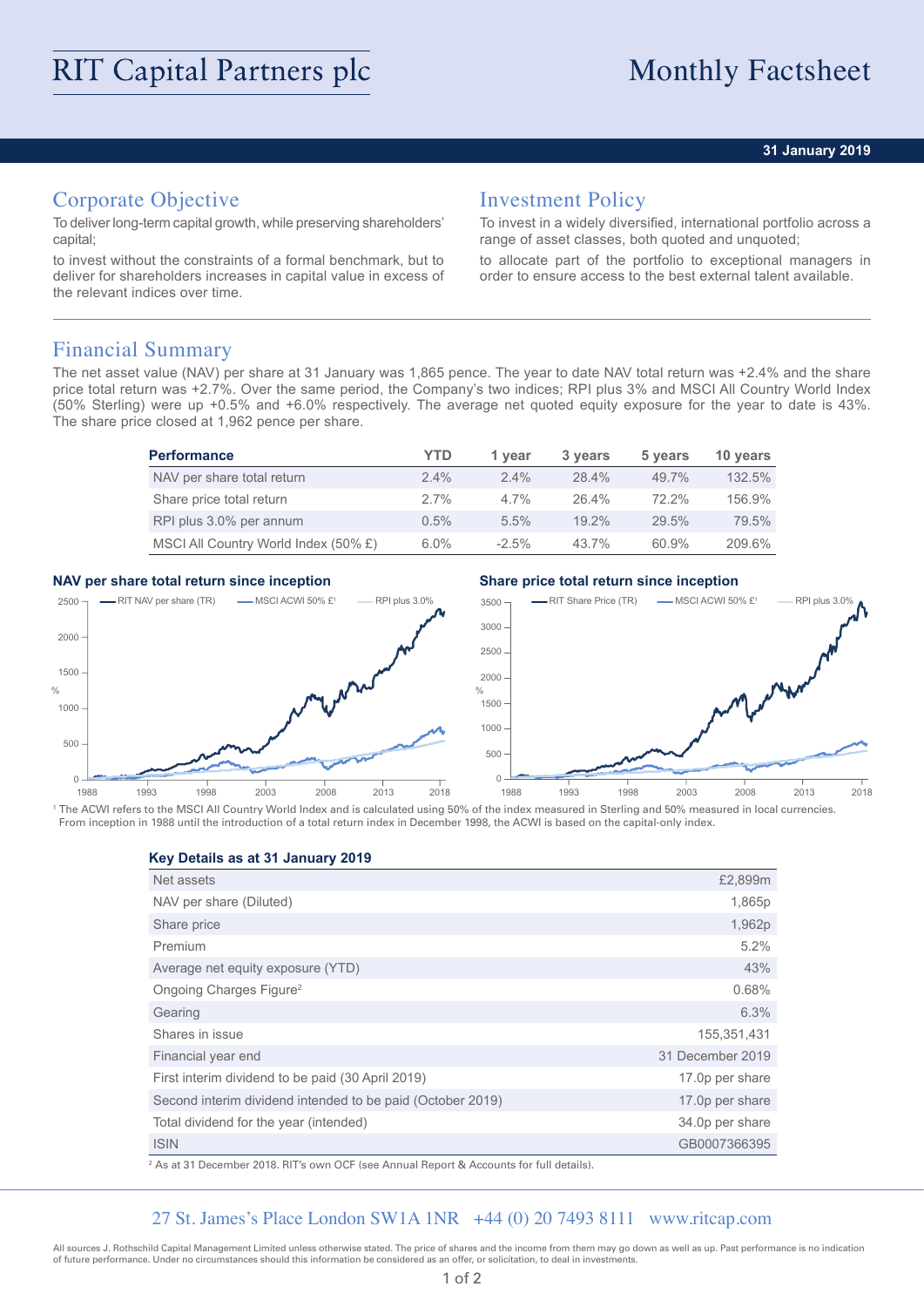# RIT Capital Partners plc

# Monthly Factsheet

**31 January 2019**

## Corporate Objective

To deliver long-term capital growth, while preserving shareholders' capital;

to invest without the constraints of a formal benchmark, but to deliver for shareholders increases in capital value in excess of the relevant indices over time.

## Investment Policy

To invest in a widely diversified, international portfolio across a range of asset classes, both quoted and unquoted;

to allocate part of the portfolio to exceptional managers in order to ensure access to the best external talent available.

## Financial Summary

The net asset value (NAV) per share at 31 January was 1,865 pence. The year to date NAV total return was +2.4% and the share price total return was +2.7%. Over the same period, the Company's two indices; RPI plus 3% and MSCI All Country World Index (50% Sterling) were up +0.5% and +6.0% respectively. The average net quoted equity exposure for the year to date is 43%. The share price closed at 1,962 pence per share.

| Performance | YTD | 1 year | 3 years | 5 years | 10 years |
|---|---|---|---|---|---|
| NAV per share total return | 2.4% | 2.4% | 28.4% | 49.7% | 132.5% |
| Share price total return | 2.7% | 4.7% | 26.4% | 72.2% | 156.9% |
| RPI plus 3.0% per annum | 0.5% | 5.5% | 19.2% | 29.5% | 79.5% |
| MSCI All Country World Index (50% £) | 6.0% | -2.5% | 43.7% | 60.9% | 209.6% |

**NAV per share total return since inception**

**Share price total return since inception**

[1] The ACWI refers to the MSCI All Country World Index and is calculated using 50% of the index measured in Sterling and 50% measured in local currencies. From inception in 1988 until the introduction of a total return index in December 1998, the ACWI is based on the capital-only index.

**Key Details as at 31 January 2019**

| | |
|---|---|
| Net assets | £2,899m |
| NAV per share (Diluted) | 1,865p |
| Share price | 1,962p |
| Premium | 5.2% |
| Average net equity exposure (YTD) | 43% |
| Ongoing Charges Figure[2] | 0.68% |
| Gearing | 6.3% |
| Shares in issue | 155,351,431 |
| Financial year end | 31 December 2019 |
| First interim dividend to be paid (30 April 2019) | 17.0p per share |
| Second interim dividend intended to be paid (October 2019) | 17.0p per share |
| Total dividend for the year (intended) | 34.0p per share |
| ISIN | GB0007366395 |

[2] As at 31 December 2018. RIT's own OCF (see Annual Report & Accounts for full details).

27 St. James's Place London SW1A 1NR +44 (0) 20 7493 8111 www.ritcap.com

All sources J. Rothschild Capital Management Limited unless otherwise stated. The price of shares and the income from them may go down as well as up. Past performance is no indication of future performance. Under no circumstances should this information be considered as an offer, or solicitation, to deal in investments.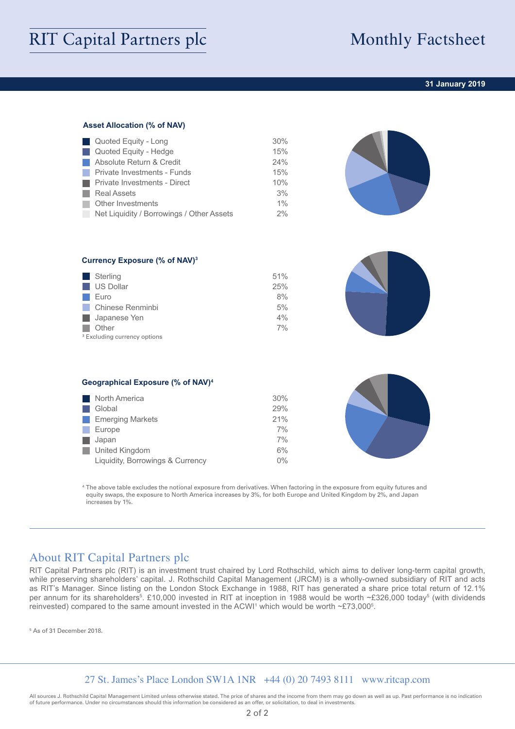# RIT Capital Partners plc

# Monthly Factsheet

**31 January 2019**

### Asset Allocation (% of NAV)

| | |
|---|---|
| Quoted Equity - Long | 30% |
| Quoted Equity - Hedge | 15% |
| Absolute Return & Credit | 24% |
| Private Investments - Funds | 15% |
| Private Investments - Direct | 10% |
| Real Assets | 3% |
| Other Investments | 1% |
| Net Liquidity / Borrowings / Other Assets | 2% |

### Currency Exposure (% of NAV)[3]

| | |
|---|---|
| Sterling | 51% |
| US Dollar | 25% |
| Euro | 8% |
| Chinese Renminbi | 5% |
| Japanese Yen | 4% |
| Other | 7% |

[3] Excluding currency options

### Geographical Exposure (% of NAV)[4]

| | |
|---|---|
| North America | 30% |
| Global | 29% |
| Emerging Markets | 21% |
| Europe | 7% |
| Japan | 7% |
| United Kingdom | 6% |
| Liquidity, Borrowings & Currency | 0% |

[4] The above table excludes the notional exposure from derivatives. When factoring in the exposure from equity futures and equity swaps, the exposure to North America increases by 3%, for both Europe and United Kingdom by 2%, and Japan increases by 1%.

## About RIT Capital Partners plc

RIT Capital Partners plc (RIT) is an investment trust chaired by Lord Rothschild, which aims to deliver long-term capital growth, while preserving shareholders' capital. J. Rothschild Capital Management (JRCM) is a wholly-owned subsidiary of RIT and acts as RIT's Manager. Since listing on the London Stock Exchange in 1988, RIT has generated a share price total return of 12.1% per annum for its shareholders[5]. £10,000 invested in RIT at inception in 1988 would be worth ~£326,000 today[5] (with dividends reinvested) compared to the same amount invested in the ACWI[1] which would be worth ~£73,000[5].

[5] As of 31 December 2018.

27 St. James's Place London SW1A 1NR +44 (0) 20 7493 8111 www.ritcap.com

All sources J. Rothschild Capital Management Limited unless otherwise stated. The price of shares and the income from them may go down as well as up. Past performance is no indication of future performance. Under no circumstances should this information be considered as an offer, or solicitation, to deal in investments.